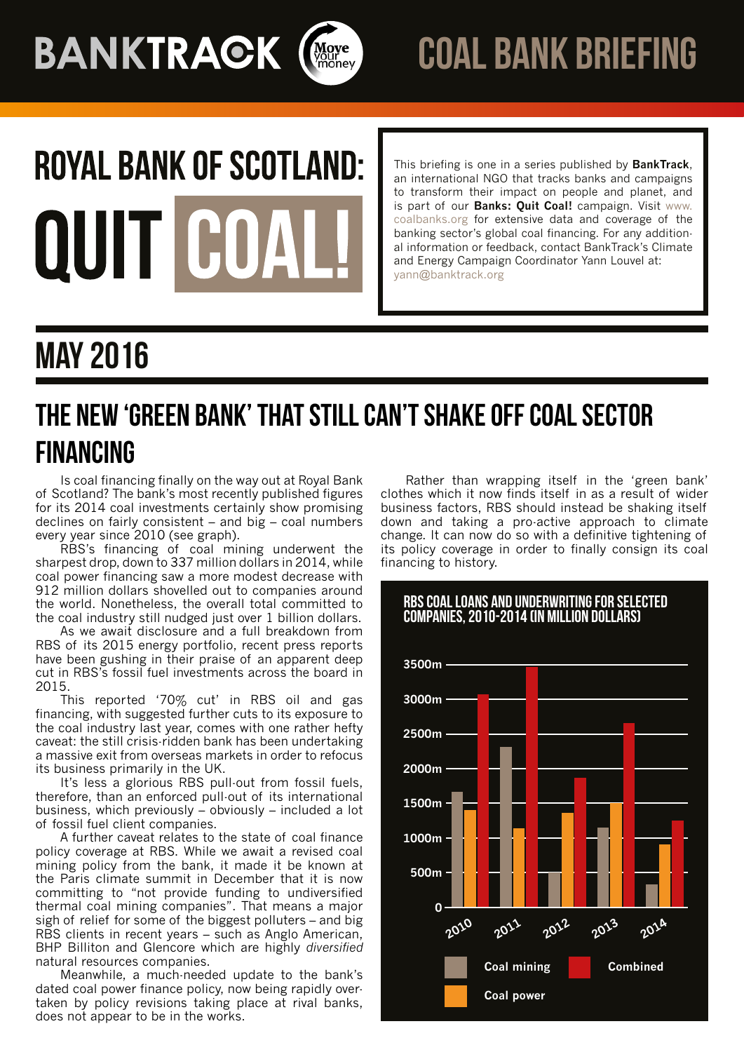# BANKTRACK

# COAL BANK BRIEFING

# ROYAL BANK OF SCOTLAND: QUIT COAL!

This briefing is one in a series published by **BankTrack**, an international NGO that tracks banks and campaigns to transform their impact on people and planet, and is part of our **Banks: Quit Coal!** campaign. Visit www.coalbanks.org for extensive data and coverage of the banking sector's global coal financing. For any additional information or feedback, contact BankTrack's Climate and Energy Campaign Coordinator Yann Louvel at: yann@banktrack.org

## MAY 2016

## THE NEW 'GREEN BANK' THAT STILL CAN'T SHAKE OFF COAL SECTOR FINANCING

Is coal financing finally on the way out at Royal Bank of Scotland? The bank's most recently published figures for its 2014 coal investments certainly show promising declines on fairly consistent – and big – coal numbers every year since 2010 (see graph).

RBS's financing of coal mining underwent the sharpest drop, down to 337 million dollars in 2014, while coal power financing saw a more modest decrease with 912 million dollars shovelled out to companies around the world. Nonetheless, the overall total committed to the coal industry still nudged just over 1 billion dollars.

As we await disclosure and a full breakdown from RBS of its 2015 energy portfolio, recent press reports have been gushing in their praise of an apparent deep cut in RBS's fossil fuel investments across the board in 2015.

This reported '70% cut' in RBS oil and gas financing, with suggested further cuts to its exposure to the coal industry last year, comes with one rather hefty caveat: the still crisis-ridden bank has been undertaking a massive exit from overseas markets in order to refocus its business primarily in the UK.

It's less a glorious RBS pull-out from fossil fuels, therefore, than an enforced pull-out of its international business, which previously – obviously – included a lot of fossil fuel client companies.

A further caveat relates to the state of coal finance policy coverage at RBS. While we await a revised coal mining policy from the bank, it made it be known at the Paris climate summit in December that it is now committing to "not provide funding to undiversified thermal coal mining companies". That means a major sigh of relief for some of the biggest polluters – and big RBS clients in recent years – such as Anglo American, BHP Billiton and Glencore which are highly *diversified* natural resources companies.

Meanwhile, a much-needed update to the bank's dated coal power finance policy, now being rapidly overtaken by policy revisions taking place at rival banks, does not appear to be in the works.

Rather than wrapping itself in the 'green bank' clothes which it now finds itself in as a result of wider business factors, RBS should instead be shaking itself down and taking a pro-active approach to climate change. It can now do so with a definitive tightening of its policy coverage in order to finally consign its coal financing to history.

### RBS COAL LOANS AND UNDERWRITING FOR SELECTED COMPANIES, 2010-2014 (IN MILLION DOLLARS)

(Bar chart; y-axis 0 to 3500m; series: Coal mining, Coal power, Combined; years 2010–2014)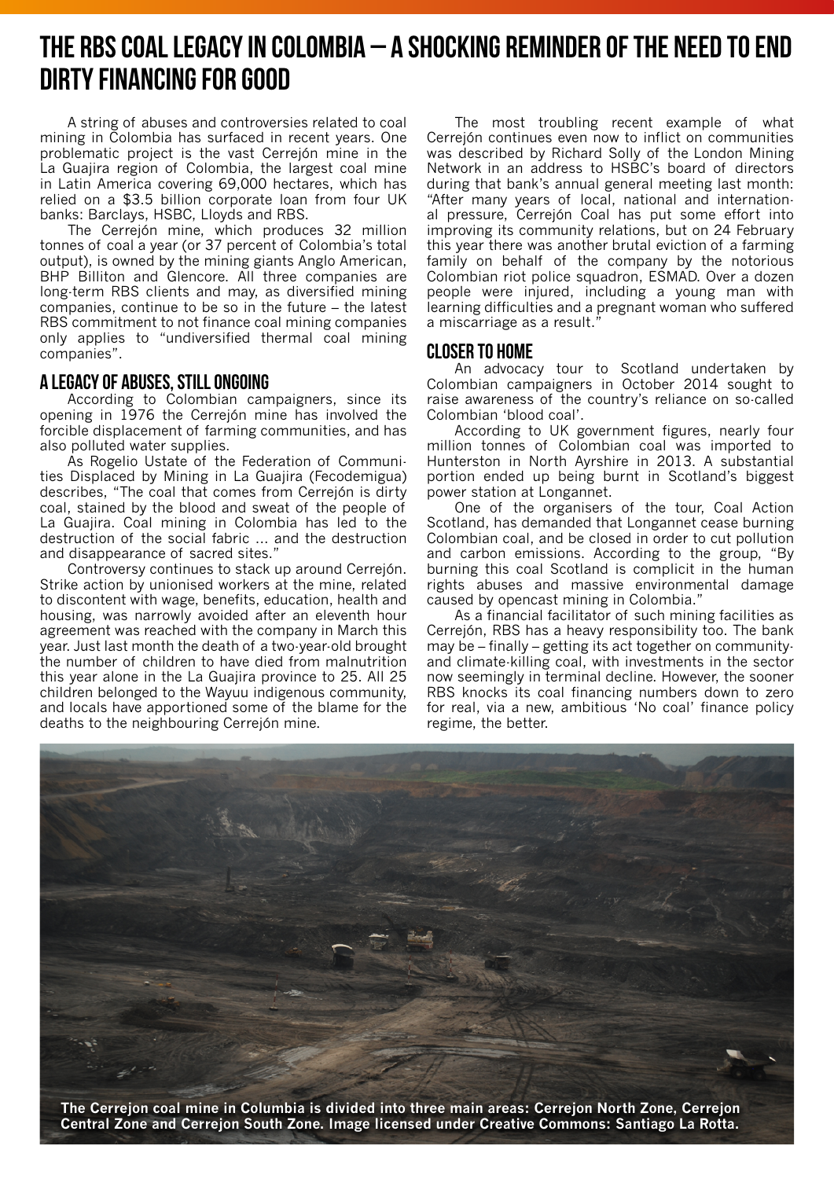# THE RBS COAL LEGACY IN COLOMBIA – A SHOCKING REMINDER OF THE NEED TO END DIRTY FINANCING FOR GOOD

A string of abuses and controversies related to coal mining in Colombia has surfaced in recent years. One problematic project is the vast Cerrejón mine in the La Guajira region of Colombia, the largest coal mine in Latin America covering 69,000 hectares, which has relied on a $3.5 billion corporate loan from four UK banks: Barclays, HSBC, Lloyds and RBS.

The Cerrejón mine, which produces 32 million tonnes of coal a year (or 37 percent of Colombia's total output), is owned by the mining giants Anglo American, BHP Billiton and Glencore. All three companies are long-term RBS clients and may, as diversified mining companies, continue to be so in the future – the latest RBS commitment to not finance coal mining companies only applies to "undiversified thermal coal mining companies".

## A LEGACY OF ABUSES, STILL ONGOING

According to Colombian campaigners, since its opening in 1976 the Cerrejón mine has involved the forcible displacement of farming communities, and has also polluted water supplies.

As Rogelio Ustate of the Federation of Communities Displaced by Mining in La Guajira (Fecodemigua) describes, "The coal that comes from Cerrejón is dirty coal, stained by the blood and sweat of the people of La Guajira. Coal mining in Colombia has led to the destruction of the social fabric ... and the destruction and disappearance of sacred sites."

Controversy continues to stack up around Cerrejón. Strike action by unionised workers at the mine, related to discontent with wage, benefits, education, health and housing, was narrowly avoided after an eleventh hour agreement was reached with the company in March this year. Just last month the death of a two-year-old brought the number of children to have died from malnutrition this year alone in the La Guajira province to 25. All 25 children belonged to the Wayuu indigenous community, and locals have apportioned some of the blame for the deaths to the neighbouring Cerrejón mine.

The most troubling recent example of what Cerrejón continues even now to inflict on communities was described by Richard Solly of the London Mining Network in an address to HSBC's board of directors during that bank's annual general meeting last month: "After many years of local, national and international pressure, Cerrejón Coal has put some effort into improving its community relations, but on 24 February this year there was another brutal eviction of a farming family on behalf of the company by the notorious Colombian riot police squadron, ESMAD. Over a dozen people were injured, including a young man with learning difficulties and a pregnant woman who suffered a miscarriage as a result."

## CLOSER TO HOME

An advocacy tour to Scotland undertaken by Colombian campaigners in October 2014 sought to raise awareness of the country's reliance on so-called Colombian 'blood coal'.

According to UK government figures, nearly four million tonnes of Colombian coal was imported to Hunterston in North Ayrshire in 2013. A substantial portion ended up being burnt in Scotland's biggest power station at Longannet.

One of the organisers of the tour, Coal Action Scotland, has demanded that Longannet cease burning Colombian coal, and be closed in order to cut pollution and carbon emissions. According to the group, "By burning this coal Scotland is complicit in the human rights abuses and massive environmental damage caused by opencast mining in Colombia."

As a financial facilitator of such mining facilities as Cerrejón, RBS has a heavy responsibility too. The bank may be – finally – getting its act together on community- and climate-killing coal, with investments in the sector now seemingly in terminal decline. However, the sooner RBS knocks its coal financing numbers down to zero for real, via a new, ambitious 'No coal' finance policy regime, the better.

**The Cerrejon coal mine in Columbia is divided into three main areas: Cerrejon North Zone, Cerrejon Central Zone and Cerrejon South Zone. Image licensed under Creative Commons: Santiago La Rotta.**